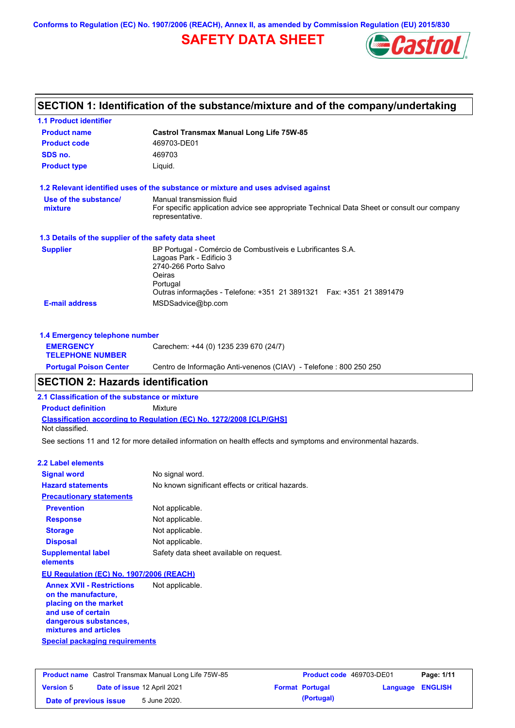Conforms to Regulation (EC) No. 1907/2006 (REACH), Annex II, as amended by Commission Regulation (EU) 2015/830

# SAFETY DATA SHEET

## SECTION 1: Identification of the substance/mixture and of the company/undertaking

### 1.1 Product identifier

| | |
|---|---|
| **Product name** | **Castrol Transmax Manual Long Life 75W-85** |
| **Product code** | 469703-DE01 |
| **SDS no.** | 469703 |
| **Product type** | Liquid. |

### 1.2 Relevant identified uses of the substance or mixture and uses advised against

| | |
|---|---|
| **Use of the substance/ mixture** | Manual transmission fluid<br>For specific application advice see appropriate Technical Data Sheet or consult our company representative. |

### 1.3 Details of the supplier of the safety data sheet

| | |
|---|---|
| **Supplier** | BP Portugal - Comércio de Combustíveis e Lubrificantes S.A.<br>Lagoas Park - Edificio 3<br>2740-266 Porto Salvo<br>Oeiras<br>Portugal<br>Outras informações - Telefone: +351 21 3891321 Fax: +351 21 3891479 |
| **E-mail address** | MSDSadvice@bp.com |

### 1.4 Emergency telephone number

| | |
|---|---|
| **EMERGENCY TELEPHONE NUMBER** | Carechem: +44 (0) 1235 239 670 (24/7) |
| **Portugal Poison Center** | Centro de Informação Anti-venenos (CIAV) - Telefone : 800 250 250 |

## SECTION 2: Hazards identification

### 2.1 Classification of the substance or mixture

**Product definition** Mixture

**Classification according to Regulation (EC) No. 1272/2008 [CLP/GHS]**

Not classified.

See sections 11 and 12 for more detailed information on health effects and symptoms and environmental hazards.

### 2.2 Label elements

| | |
|---|---|
| **Signal word** | No signal word. |
| **Hazard statements** | No known significant effects or critical hazards. |

**Precautionary statements**

| | |
|---|---|
| **Prevention** | Not applicable. |
| **Response** | Not applicable. |
| **Storage** | Not applicable. |
| **Disposal** | Not applicable. |
| **Supplemental label elements** | Safety data sheet available on request. |

**EU Regulation (EC) No. 1907/2006 (REACH)**

| | |
|---|---|
| **Annex XVII - Restrictions on the manufacture, placing on the market and use of certain dangerous substances, mixtures and articles** | Not applicable. |

**Special packaging requirements**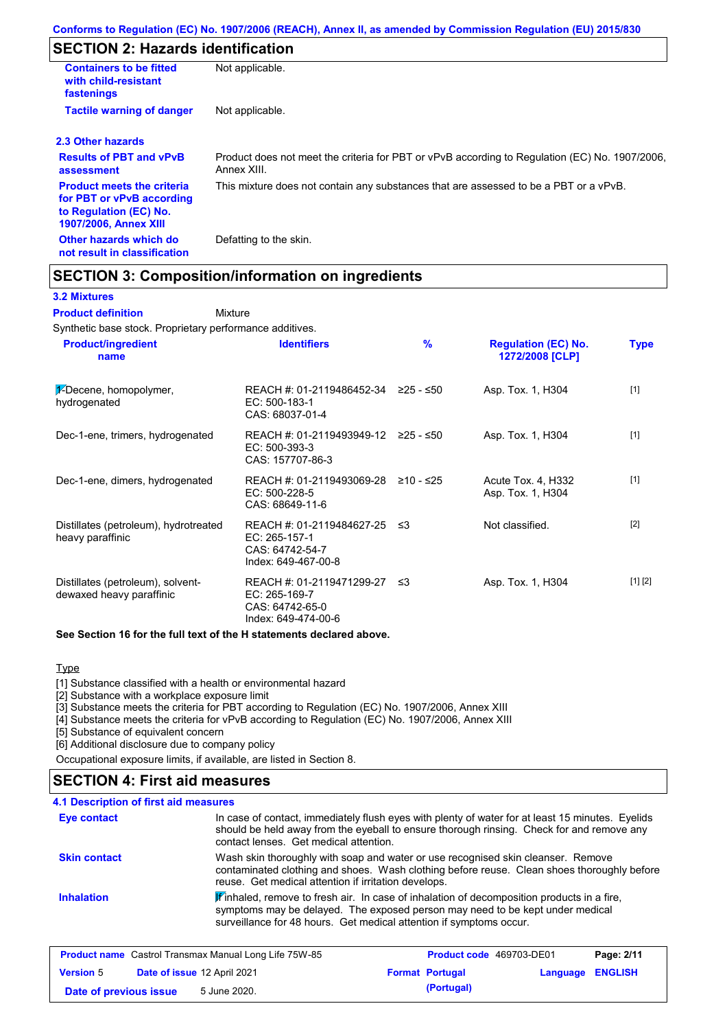## SECTION 2: Hazards identification

| | |
|---|---|
| **Containers to be fitted with child-resistant fastenings** | Not applicable. |
| **Tactile warning of danger** | Not applicable. |

### 2.3 Other hazards

| | |
|---|---|
| **Results of PBT and vPvB assessment** | Product does not meet the criteria for PBT or vPvB according to Regulation (EC) No. 1907/2006, Annex XIII. |
| **Product meets the criteria for PBT or vPvB according to Regulation (EC) No. 1907/2006, Annex XIII** | This mixture does not contain any substances that are assessed to be a PBT or a vPvB. |
| **Other hazards which do not result in classification** | Defatting to the skin. |

## SECTION 3: Composition/information on ingredients

### 3.2 Mixtures

**Product definition** Mixture

Synthetic base stock. Proprietary performance additives.

| Product/ingredient name | Identifiers | % | Regulation (EC) No. 1272/2008 [CLP] | Type |
|---|---|---|---|---|
| 1-Decene, homopolymer, hydrogenated | REACH #: 01-2119486452-34<br>EC: 500-183-1<br>CAS: 68037-01-4 | ≥25 - ≤50 | Asp. Tox. 1, H304 | [1] |
| Dec-1-ene, trimers, hydrogenated | REACH #: 01-2119493949-12<br>EC: 500-393-3<br>CAS: 157707-86-3 | ≥25 - ≤50 | Asp. Tox. 1, H304 | [1] |
| Dec-1-ene, dimers, hydrogenated | REACH #: 01-2119493069-28<br>EC: 500-228-5<br>CAS: 68649-11-6 | ≥10 - ≤25 | Acute Tox. 4, H332<br>Asp. Tox. 1, H304 | [1] |
| Distillates (petroleum), hydrotreated heavy paraffinic | REACH #: 01-2119484627-25<br>EC: 265-157-1<br>CAS: 64742-54-7<br>Index: 649-467-00-8 | ≤3 | Not classified. | [2] |
| Distillates (petroleum), solvent-dewaxed heavy paraffinic | REACH #: 01-2119471299-27<br>EC: 265-169-7<br>CAS: 64742-65-0<br>Index: 649-474-00-6 | ≤3 | Asp. Tox. 1, H304 | [1] [2] |

**See Section 16 for the full text of the H statements declared above.**

Type

[1] Substance classified with a health or environmental hazard
[2] Substance with a workplace exposure limit
[3] Substance meets the criteria for PBT according to Regulation (EC) No. 1907/2006, Annex XIII
[4] Substance meets the criteria for vPvB according to Regulation (EC) No. 1907/2006, Annex XIII
[5] Substance of equivalent concern
[6] Additional disclosure due to company policy

Occupational exposure limits, if available, are listed in Section 8.

## SECTION 4: First aid measures

### 4.1 Description of first aid measures

| | |
|---|---|
| **Eye contact** | In case of contact, immediately flush eyes with plenty of water for at least 15 minutes. Eyelids should be held away from the eyeball to ensure thorough rinsing. Check for and remove any contact lenses. Get medical attention. |
| **Skin contact** | Wash skin thoroughly with soap and water or use recognised skin cleanser. Remove contaminated clothing and shoes. Wash clothing before reuse. Clean shoes thoroughly before reuse. Get medical attention if irritation develops. |
| **Inhalation** | If inhaled, remove to fresh air. In case of inhalation of decomposition products in a fire, symptoms may be delayed. The exposed person may need to be kept under medical surveillance for 48 hours. Get medical attention if symptoms occur. |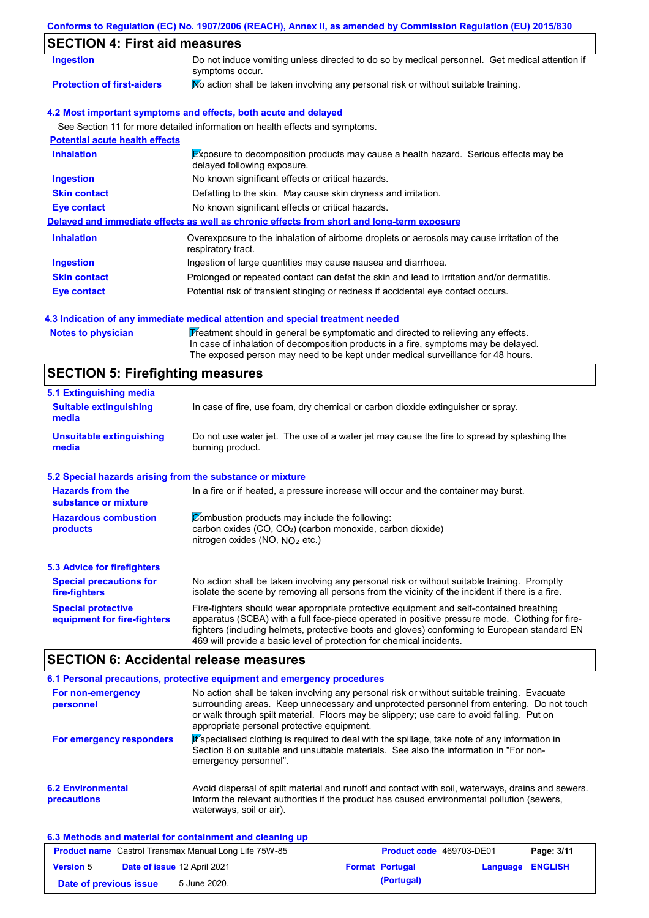## SECTION 4: First aid measures

| | |
|---|---|
| **Ingestion** | Do not induce vomiting unless directed to do so by medical personnel. Get medical attention if symptoms occur. |
| **Protection of first-aiders** | No action shall be taken involving any personal risk or without suitable training. |

### 4.2 Most important symptoms and effects, both acute and delayed

See Section 11 for more detailed information on health effects and symptoms.

**Potential acute health effects**

| | |
|---|---|
| **Inhalation** | Exposure to decomposition products may cause a health hazard. Serious effects may be delayed following exposure. |
| **Ingestion** | No known significant effects or critical hazards. |
| **Skin contact** | Defatting to the skin. May cause skin dryness and irritation. |
| **Eye contact** | No known significant effects or critical hazards. |

**Delayed and immediate effects as well as chronic effects from short and long-term exposure**

| | |
|---|---|
| **Inhalation** | Overexposure to the inhalation of airborne droplets or aerosols may cause irritation of the respiratory tract. |
| **Ingestion** | Ingestion of large quantities may cause nausea and diarrhoea. |
| **Skin contact** | Prolonged or repeated contact can defat the skin and lead to irritation and/or dermatitis. |
| **Eye contact** | Potential risk of transient stinging or redness if accidental eye contact occurs. |

### 4.3 Indication of any immediate medical attention and special treatment needed

| | |
|---|---|
| **Notes to physician** | Treatment should in general be symptomatic and directed to relieving any effects. In case of inhalation of decomposition products in a fire, symptoms may be delayed. The exposed person may need to be kept under medical surveillance for 48 hours. |

## SECTION 5: Firefighting measures

### 5.1 Extinguishing media

| | |
|---|---|
| **Suitable extinguishing media** | In case of fire, use foam, dry chemical or carbon dioxide extinguisher or spray. |
| **Unsuitable extinguishing media** | Do not use water jet. The use of a water jet may cause the fire to spread by splashing the burning product. |

### 5.2 Special hazards arising from the substance or mixture

| | |
|---|---|
| **Hazards from the substance or mixture** | In a fire or if heated, a pressure increase will occur and the container may burst. |
| **Hazardous combustion products** | Combustion products may include the following: carbon oxides ($CO$, $CO_2$) (carbon monoxide, carbon dioxide) nitrogen oxides ($NO$, $NO_2$ etc.) |

### 5.3 Advice for firefighters

| | |
|---|---|
| **Special precautions for fire-fighters** | No action shall be taken involving any personal risk or without suitable training. Promptly isolate the scene by removing all persons from the vicinity of the incident if there is a fire. |
| **Special protective equipment for fire-fighters** | Fire-fighters should wear appropriate protective equipment and self-contained breathing apparatus (SCBA) with a full face-piece operated in positive pressure mode. Clothing for fire-fighters (including helmets, protective boots and gloves) conforming to European standard EN 469 will provide a basic level of protection for chemical incidents. |

## SECTION 6: Accidental release measures

### 6.1 Personal precautions, protective equipment and emergency procedures

| | |
|---|---|
| **For non-emergency personnel** | No action shall be taken involving any personal risk or without suitable training. Evacuate surrounding areas. Keep unnecessary and unprotected personnel from entering. Do not touch or walk through spilt material. Floors may be slippery; use care to avoid falling. Put on appropriate personal protective equipment. |
| **For emergency responders** | If specialised clothing is required to deal with the spillage, take note of any information in Section 8 on suitable and unsuitable materials. See also the information in "For non-emergency personnel". |

| | |
|---|---|
| **6.2 Environmental precautions** | Avoid dispersal of spilt material and runoff and contact with soil, waterways, drains and sewers. Inform the relevant authorities if the product has caused environmental pollution (sewers, waterways, soil or air). |

### 6.3 Methods and material for containment and cleaning up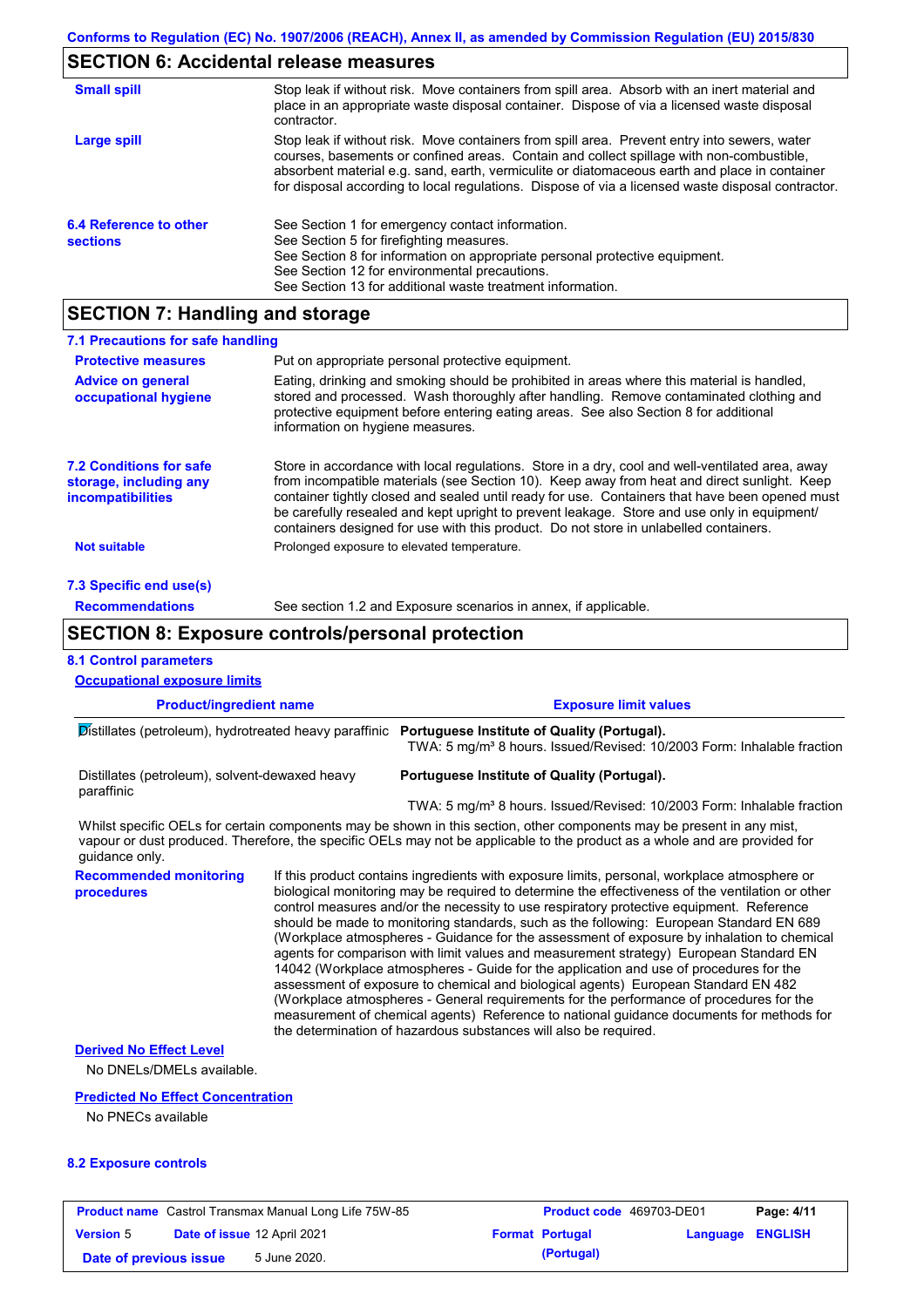## SECTION 6: Accidental release measures

**Small spill**

Stop leak if without risk. Move containers from spill area. Absorb with an inert material and place in an appropriate waste disposal container. Dispose of via a licensed waste disposal contractor.

**Large spill**

Stop leak if without risk. Move containers from spill area. Prevent entry into sewers, water courses, basements or confined areas. Contain and collect spillage with non-combustible, absorbent material e.g. sand, earth, vermiculite or diatomaceous earth and place in container for disposal according to local regulations. Dispose of via a licensed waste disposal contractor.

**6.4 Reference to other sections**

See Section 1 for emergency contact information.
See Section 5 for firefighting measures.
See Section 8 for information on appropriate personal protective equipment.
See Section 12 for environmental precautions.
See Section 13 for additional waste treatment information.

## SECTION 7: Handling and storage

### 7.1 Precautions for safe handling

**Protective measures**

Put on appropriate personal protective equipment.

**Advice on general occupational hygiene**

Eating, drinking and smoking should be prohibited in areas where this material is handled, stored and processed. Wash thoroughly after handling. Remove contaminated clothing and protective equipment before entering eating areas. See also Section 8 for additional information on hygiene measures.

**7.2 Conditions for safe storage, including any incompatibilities**

Store in accordance with local regulations. Store in a dry, cool and well-ventilated area, away from incompatible materials (see Section 10). Keep away from heat and direct sunlight. Keep container tightly closed and sealed until ready for use. Containers that have been opened must be carefully resealed and kept upright to prevent leakage. Store and use only in equipment/containers designed for use with this product. Do not store in unlabelled containers.

**Not suitable**

Prolonged exposure to elevated temperature.

### 7.3 Specific end use(s)

**Recommendations**

See section 1.2 and Exposure scenarios in annex, if applicable.

## SECTION 8: Exposure controls/personal protection

### 8.1 Control parameters

**Occupational exposure limits**

| Product/ingredient name | Exposure limit values |
|---|---|
| Distillates (petroleum), hydrotreated heavy paraffinic | **Portuguese Institute of Quality (Portugal).** TWA: 5 mg/m³ 8 hours. Issued/Revised: 10/2003 Form: Inhalable fraction |
| Distillates (petroleum), solvent-dewaxed heavy paraffinic | **Portuguese Institute of Quality (Portugal).** TWA: 5 mg/m³ 8 hours. Issued/Revised: 10/2003 Form: Inhalable fraction |

Whilst specific OELs for certain components may be shown in this section, other components may be present in any mist, vapour or dust produced. Therefore, the specific OELs may not be applicable to the product as a whole and are provided for guidance only.

**Recommended monitoring procedures**

If this product contains ingredients with exposure limits, personal, workplace atmosphere or biological monitoring may be required to determine the effectiveness of the ventilation or other control measures and/or the necessity to use respiratory protective equipment. Reference should be made to monitoring standards, such as the following: European Standard EN 689 (Workplace atmospheres - Guidance for the assessment of exposure by inhalation to chemical agents for comparison with limit values and measurement strategy) European Standard EN 14042 (Workplace atmospheres - Guide for the application and use of procedures for the assessment of exposure to chemical and biological agents) European Standard EN 482 (Workplace atmospheres - General requirements for the performance of procedures for the measurement of chemical agents) Reference to national guidance documents for methods for the determination of hazardous substances will also be required.

**Derived No Effect Level**

No DNELs/DMELs available.

**Predicted No Effect Concentration**

No PNECs available

### 8.2 Exposure controls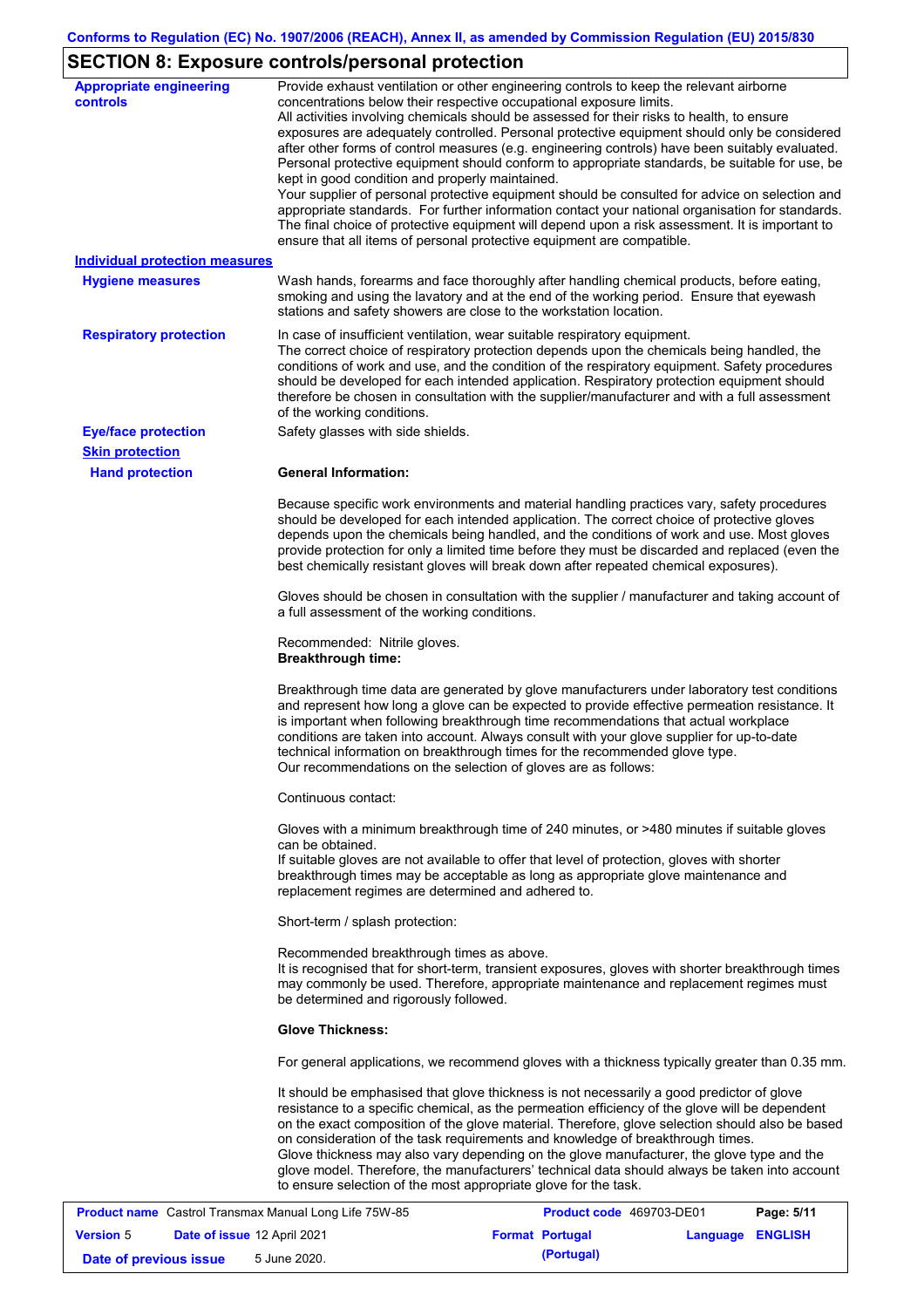## SECTION 8: Exposure controls/personal protection

**Appropriate engineering controls**

Provide exhaust ventilation or other engineering controls to keep the relevant airborne concentrations below their respective occupational exposure limits.
All activities involving chemicals should be assessed for their risks to health, to ensure exposures are adequately controlled. Personal protective equipment should only be considered after other forms of control measures (e.g. engineering controls) have been suitably evaluated. Personal protective equipment should conform to appropriate standards, be suitable for use, be kept in good condition and properly maintained.
Your supplier of personal protective equipment should be consulted for advice on selection and appropriate standards. For further information contact your national organisation for standards.
The final choice of protective equipment will depend upon a risk assessment. It is important to ensure that all items of personal protective equipment are compatible.

**Individual protection measures**

**Hygiene measures**

Wash hands, forearms and face thoroughly after handling chemical products, before eating, smoking and using the lavatory and at the end of the working period. Ensure that eyewash stations and safety showers are close to the workstation location.

**Respiratory protection**

In case of insufficient ventilation, wear suitable respiratory equipment.
The correct choice of respiratory protection depends upon the chemicals being handled, the conditions of work and use, and the condition of the respiratory equipment. Safety procedures should be developed for each intended application. Respiratory protection equipment should therefore be chosen in consultation with the supplier/manufacturer and with a full assessment of the working conditions.

**Eye/face protection**

Safety glasses with side shields.

**Skin protection**

**Hand protection**

**General Information:**

Because specific work environments and material handling practices vary, safety procedures should be developed for each intended application. The correct choice of protective gloves depends upon the chemicals being handled, and the conditions of work and use. Most gloves provide protection for only a limited time before they must be discarded and replaced (even the best chemically resistant gloves will break down after repeated chemical exposures).

Gloves should be chosen in consultation with the supplier / manufacturer and taking account of a full assessment of the working conditions.

Recommended: Nitrile gloves.
**Breakthrough time:**

Breakthrough time data are generated by glove manufacturers under laboratory test conditions and represent how long a glove can be expected to provide effective permeation resistance. It is important when following breakthrough time recommendations that actual workplace conditions are taken into account. Always consult with your glove supplier for up-to-date technical information on breakthrough times for the recommended glove type.
Our recommendations on the selection of gloves are as follows:

Continuous contact:

Gloves with a minimum breakthrough time of 240 minutes, or >480 minutes if suitable gloves can be obtained.
If suitable gloves are not available to offer that level of protection, gloves with shorter breakthrough times may be acceptable as long as appropriate glove maintenance and replacement regimes are determined and adhered to.

Short-term / splash protection:

Recommended breakthrough times as above.
It is recognised that for short-term, transient exposures, gloves with shorter breakthrough times may commonly be used. Therefore, appropriate maintenance and replacement regimes must be determined and rigorously followed.

**Glove Thickness:**

For general applications, we recommend gloves with a thickness typically greater than 0.35 mm.

It should be emphasised that glove thickness is not necessarily a good predictor of glove resistance to a specific chemical, as the permeation efficiency of the glove will be dependent on the exact composition of the glove material. Therefore, glove selection should also be based on consideration of the task requirements and knowledge of breakthrough times.
Glove thickness may also vary depending on the glove manufacturer, the glove type and the glove model. Therefore, the manufacturers' technical data should always be taken into account to ensure selection of the most appropriate glove for the task.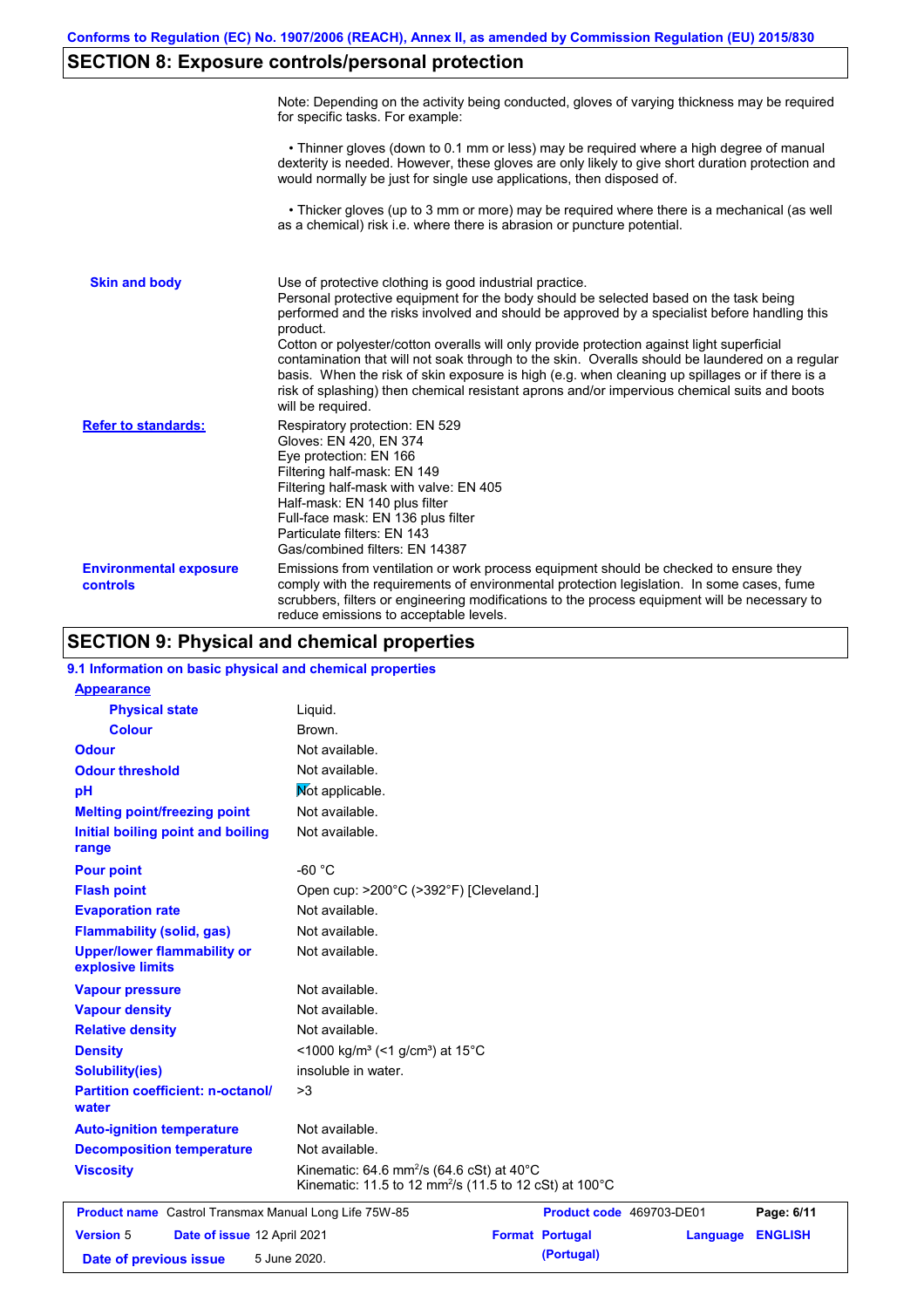## SECTION 8: Exposure controls/personal protection

Note: Depending on the activity being conducted, gloves of varying thickness may be required for specific tasks. For example:

• Thinner gloves (down to 0.1 mm or less) may be required where a high degree of manual dexterity is needed. However, these gloves are only likely to give short duration protection and would normally be just for single use applications, then disposed of.

• Thicker gloves (up to 3 mm or more) may be required where there is a mechanical (as well as a chemical) risk i.e. where there is abrasion or puncture potential.

**Skin and body**

Use of protective clothing is good industrial practice.
Personal protective equipment for the body should be selected based on the task being performed and the risks involved and should be approved by a specialist before handling this product.
Cotton or polyester/cotton overalls will only provide protection against light superficial contamination that will not soak through to the skin. Overalls should be laundered on a regular basis. When the risk of skin exposure is high (e.g. when cleaning up spillages or if there is a risk of splashing) then chemical resistant aprons and/or impervious chemical suits and boots will be required.

**Refer to standards:**

Respiratory protection: EN 529
Gloves: EN 420, EN 374
Eye protection: EN 166
Filtering half-mask: EN 149
Filtering half-mask with valve: EN 405
Half-mask: EN 140 plus filter
Full-face mask: EN 136 plus filter
Particulate filters: EN 143
Gas/combined filters: EN 14387

**Environmental exposure controls**

Emissions from ventilation or work process equipment should be checked to ensure they comply with the requirements of environmental protection legislation. In some cases, fume scrubbers, filters or engineering modifications to the process equipment will be necessary to reduce emissions to acceptable levels.

## SECTION 9: Physical and chemical properties

### 9.1 Information on basic physical and chemical properties

| Property | Value |
|---|---|
| **Appearance** | |
| Physical state | Liquid. |
| Colour | Brown. |
| Odour | Not available. |
| Odour threshold | Not available. |
| pH | Not applicable. |
| Melting point/freezing point | Not available. |
| Initial boiling point and boiling range | Not available. |
| Pour point | -60 °C |
| Flash point | Open cup: >200°C (>392°F) [Cleveland.] |
| Evaporation rate | Not available. |
| Flammability (solid, gas) | Not available. |
| Upper/lower flammability or explosive limits | Not available. |
| Vapour pressure | Not available. |
| Vapour density | Not available. |
| Relative density | Not available. |
| Density | <1000 kg/m³ (<1 g/cm³) at 15°C |
| Solubility(ies) | insoluble in water. |
| Partition coefficient: n-octanol/water | >3 |
| Auto-ignition temperature | Not available. |
| Decomposition temperature | Not available. |
| Viscosity | Kinematic: 64.6 mm²/s (64.6 cSt) at 40°C<br>Kinematic: 11.5 to 12 mm²/s (11.5 to 12 cSt) at 100°C |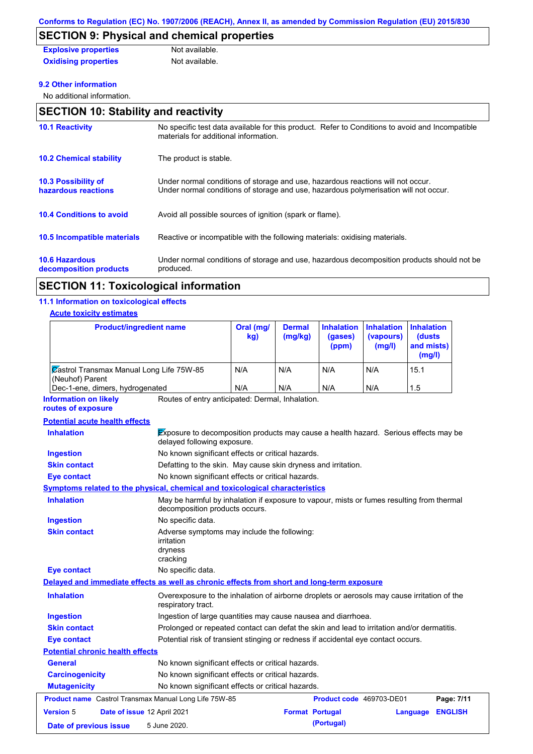## SECTION 9: Physical and chemical properties

| | |
|---|---|
| **Explosive properties** | Not available. |
| **Oxidising properties** | Not available. |

### 9.2 Other information

No additional information.

## SECTION 10: Stability and reactivity

| | |
|---|---|
| **10.1 Reactivity** | No specific test data available for this product. Refer to Conditions to avoid and Incompatible materials for additional information. |
| **10.2 Chemical stability** | The product is stable. |
| **10.3 Possibility of hazardous reactions** | Under normal conditions of storage and use, hazardous reactions will not occur. Under normal conditions of storage and use, hazardous polymerisation will not occur. |
| **10.4 Conditions to avoid** | Avoid all possible sources of ignition (spark or flame). |
| **10.5 Incompatible materials** | Reactive or incompatible with the following materials: oxidising materials. |
| **10.6 Hazardous decomposition products** | Under normal conditions of storage and use, hazardous decomposition products should not be produced. |

## SECTION 11: Toxicological information

### 11.1 Information on toxicological effects

**Acute toxicity estimates**

| Product/ingredient name | Oral (mg/kg) | Dermal (mg/kg) | Inhalation (gases) (ppm) | Inhalation (vapours) (mg/l) | Inhalation (dusts and mists) (mg/l) |
|---|---|---|---|---|---|
| Castrol Transmax Manual Long Life 75W-85 (Neuhof) Parent | N/A | N/A | N/A | N/A | 15.1 |
| Dec-1-ene, dimers, hydrogenated | N/A | N/A | N/A | N/A | 1.5 |

| | |
|---|---|
| **Information on likely routes of exposure** | Routes of entry anticipated: Dermal, Inhalation. |

**Potential acute health effects**

| | |
|---|---|
| **Inhalation** | Exposure to decomposition products may cause a health hazard. Serious effects may be delayed following exposure. |
| **Ingestion** | No known significant effects or critical hazards. |
| **Skin contact** | Defatting to the skin. May cause skin dryness and irritation. |
| **Eye contact** | No known significant effects or critical hazards. |

**Symptoms related to the physical, chemical and toxicological characteristics**

| | |
|---|---|
| **Inhalation** | May be harmful by inhalation if exposure to vapour, mists or fumes resulting from thermal decomposition products occurs. |
| **Ingestion** | No specific data. |
| **Skin contact** | Adverse symptoms may include the following:<br>irritation<br>dryness<br>cracking |
| **Eye contact** | No specific data. |

**Delayed and immediate effects as well as chronic effects from short and long-term exposure**

| | |
|---|---|
| **Inhalation** | Overexposure to the inhalation of airborne droplets or aerosols may cause irritation of the respiratory tract. |
| **Ingestion** | Ingestion of large quantities may cause nausea and diarrhoea. |
| **Skin contact** | Prolonged or repeated contact can defat the skin and lead to irritation and/or dermatitis. |
| **Eye contact** | Potential risk of transient stinging or redness if accidental eye contact occurs. |

**Potential chronic health effects**

| | |
|---|---|
| **General** | No known significant effects or critical hazards. |
| **Carcinogenicity** | No known significant effects or critical hazards. |
| **Mutagenicity** | No known significant effects or critical hazards. |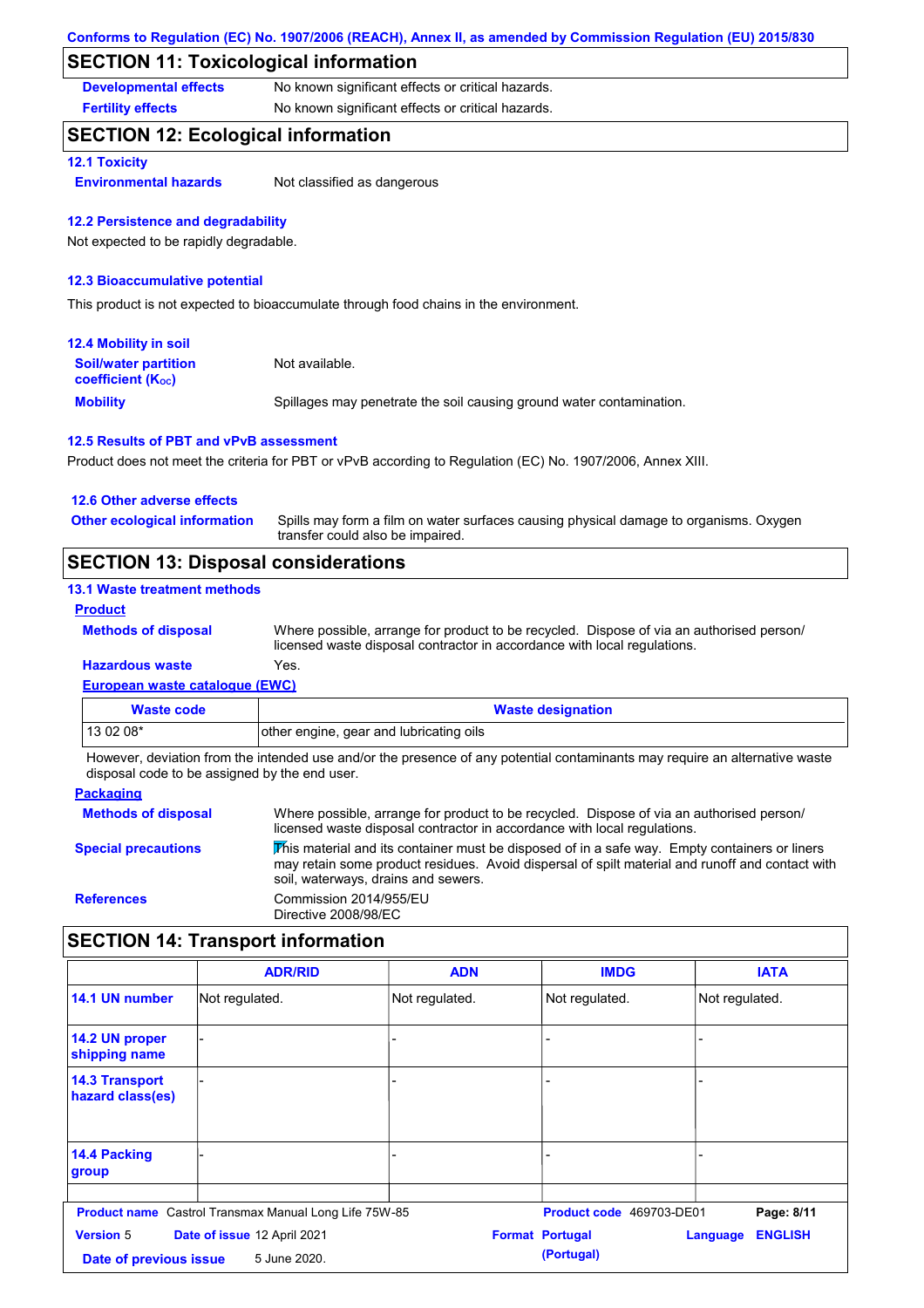Conforms to Regulation (EC) No. 1907/2006 (REACH), Annex II, as amended by Commission Regulation (EU) 2015/830

## SECTION 11: Toxicological information

**Developmental effects** No known significant effects or critical hazards.

**Fertility effects** No known significant effects or critical hazards.

## SECTION 12: Ecological information

### 12.1 Toxicity

**Environmental hazards** Not classified as dangerous

### 12.2 Persistence and degradability

Not expected to be rapidly degradable.

### 12.3 Bioaccumulative potential

This product is not expected to bioaccumulate through food chains in the environment.

### 12.4 Mobility in soil

**Soil/water partition coefficient ($K_{OC}$)** Not available.

**Mobility** Spillages may penetrate the soil causing ground water contamination.

### 12.5 Results of PBT and vPvB assessment

Product does not meet the criteria for PBT or vPvB according to Regulation (EC) No. 1907/2006, Annex XIII.

### 12.6 Other adverse effects

**Other ecological information** Spills may form a film on water surfaces causing physical damage to organisms. Oxygen transfer could also be impaired.

## SECTION 13: Disposal considerations

### 13.1 Waste treatment methods

**Product**

**Methods of disposal** Where possible, arrange for product to be recycled. Dispose of via an authorised person/ licensed waste disposal contractor in accordance with local regulations.

**Hazardous waste** Yes.

**European waste catalogue (EWC)**

| Waste code | Waste designation |
|---|---|
| 13 02 08* | other engine, gear and lubricating oils |

However, deviation from the intended use and/or the presence of any potential contaminants may require an alternative waste disposal code to be assigned by the end user.

**Packaging**

**Methods of disposal** Where possible, arrange for product to be recycled. Dispose of via an authorised person/ licensed waste disposal contractor in accordance with local regulations.

**Special precautions** This material and its container must be disposed of in a safe way. Empty containers or liners may retain some product residues. Avoid dispersal of spilt material and runoff and contact with soil, waterways, drains and sewers.

**References** Commission 2014/955/EU
Directive 2008/98/EC

## SECTION 14: Transport information

| | ADR/RID | ADN | IMDG | IATA |
|---|---|---|---|---|
| 14.1 UN number | Not regulated. | Not regulated. | Not regulated. | Not regulated. |
| 14.2 UN proper shipping name | - | - | - | - |
| 14.3 Transport hazard class(es) | - | - | - | - |
| 14.4 Packing group | - | - | - | - |

**Product name** Castrol Transmax Manual Long Life 75W-85 **Product code** 469703-DE01
**Version** 5 **Date of issue** 12 April 2021 **Format** Portugal (Portugal) **Language** ENGLISH
**Date of previous issue** 5 June 2020.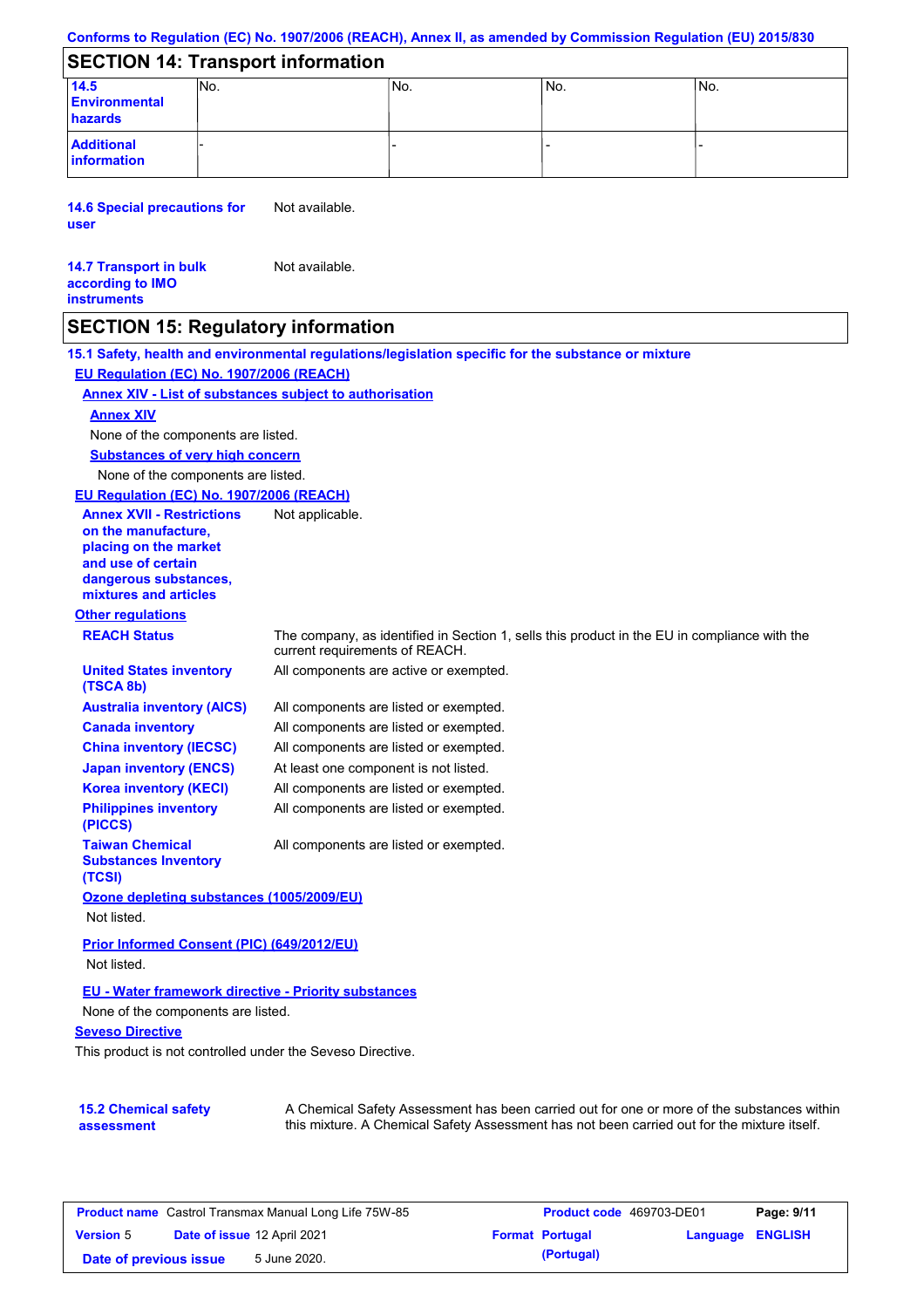## SECTION 14: Transport information

| | | | | |
|---|---|---|---|---|
| **14.5 Environmental hazards** | No. | No. | No. | No. |
| **Additional information** | - | - | - | - |

**14.6 Special precautions for user** Not available.

**14.7 Transport in bulk according to IMO instruments** Not available.

## SECTION 15: Regulatory information

**15.1 Safety, health and environmental regulations/legislation specific for the substance or mixture**

**EU Regulation (EC) No. 1907/2006 (REACH)**

**Annex XIV - List of substances subject to authorisation**

**Annex XIV**

None of the components are listed.

**Substances of very high concern**

None of the components are listed.

**EU Regulation (EC) No. 1907/2006 (REACH)**

**Annex XVII - Restrictions on the manufacture, placing on the market and use of certain dangerous substances, mixtures and articles** Not applicable.

**Other regulations**

| | |
|---|---|
| **REACH Status** | The company, as identified in Section 1, sells this product in the EU in compliance with the current requirements of REACH. |
| **United States inventory (TSCA 8b)** | All components are active or exempted. |
| **Australia inventory (AICS)** | All components are listed or exempted. |
| **Canada inventory** | All components are listed or exempted. |
| **China inventory (IECSC)** | All components are listed or exempted. |
| **Japan inventory (ENCS)** | At least one component is not listed. |
| **Korea inventory (KECI)** | All components are listed or exempted. |
| **Philippines inventory (PICCS)** | All components are listed or exempted. |
| **Taiwan Chemical Substances Inventory (TCSI)** | All components are listed or exempted. |

**Ozone depleting substances (1005/2009/EU)**

Not listed.

**Prior Informed Consent (PIC) (649/2012/EU)**

Not listed.

**EU - Water framework directive - Priority substances**

None of the components are listed.

**Seveso Directive**

This product is not controlled under the Seveso Directive.

**15.2 Chemical safety assessment** A Chemical Safety Assessment has been carried out for one or more of the substances within this mixture. A Chemical Safety Assessment has not been carried out for the mixture itself.

| | | | |
|---|---|---|---|
| **Product name** Castrol Transmax Manual Long Life 75W-85 | | **Product code** 469703-DE01 | |
| **Version** 5 | **Date of issue** 12 April 2021 | **Format** Portugal (Portugal) | **Language** ENGLISH |
| **Date of previous issue** | 5 June 2020. | | |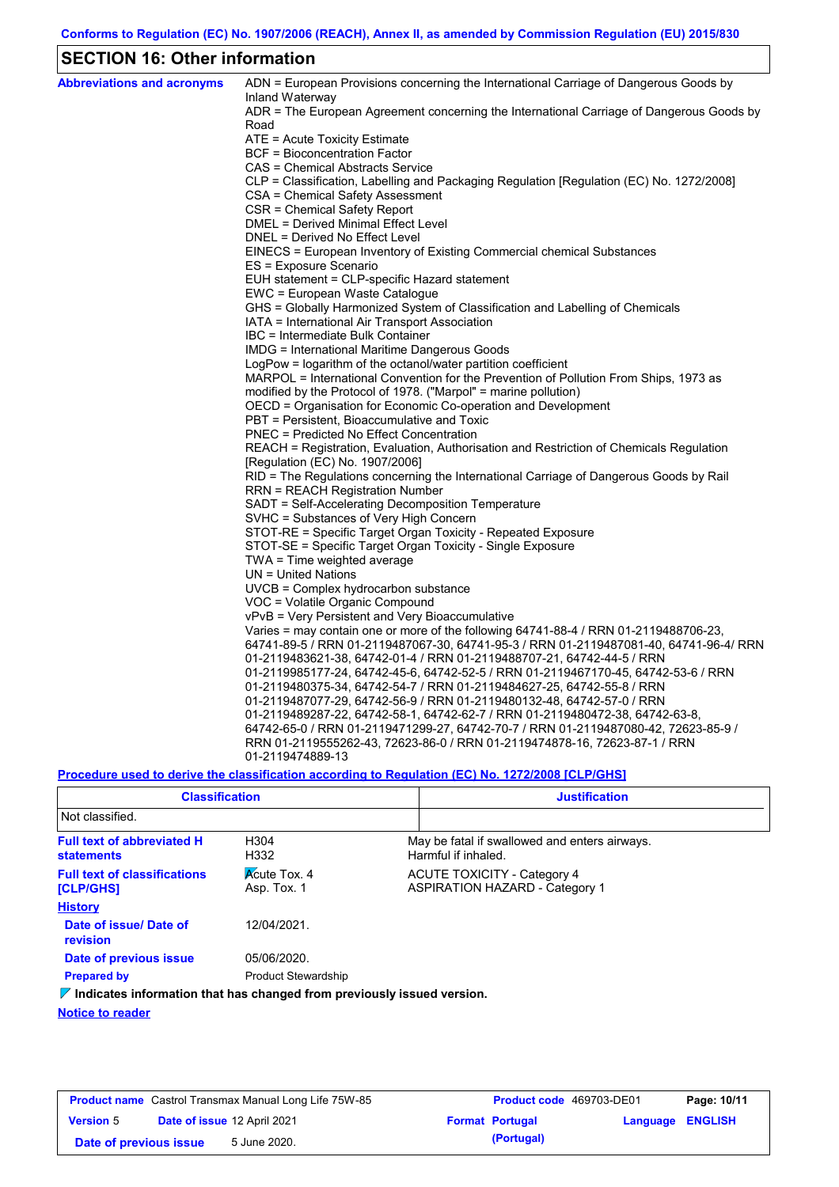Conforms to Regulation (EC) No. 1907/2006 (REACH), Annex II, as amended by Commission Regulation (EU) 2015/830

## SECTION 16: Other information

**Abbreviations and acronyms**

ADN = European Provisions concerning the International Carriage of Dangerous Goods by Inland Waterway
ADR = The European Agreement concerning the International Carriage of Dangerous Goods by Road
ATE = Acute Toxicity Estimate
BCF = Bioconcentration Factor
CAS = Chemical Abstracts Service
CLP = Classification, Labelling and Packaging Regulation [Regulation (EC) No. 1272/2008]
CSA = Chemical Safety Assessment
CSR = Chemical Safety Report
DMEL = Derived Minimal Effect Level
DNEL = Derived No Effect Level
EINECS = European Inventory of Existing Commercial chemical Substances
ES = Exposure Scenario
EUH statement = CLP-specific Hazard statement
EWC = European Waste Catalogue
GHS = Globally Harmonized System of Classification and Labelling of Chemicals
IATA = International Air Transport Association
IBC = Intermediate Bulk Container
IMDG = International Maritime Dangerous Goods
LogPow = logarithm of the octanol/water partition coefficient
MARPOL = International Convention for the Prevention of Pollution From Ships, 1973 as modified by the Protocol of 1978. ("Marpol" = marine pollution)
OECD = Organisation for Economic Co-operation and Development
PBT = Persistent, Bioaccumulative and Toxic
PNEC = Predicted No Effect Concentration
REACH = Registration, Evaluation, Authorisation and Restriction of Chemicals Regulation [Regulation (EC) No. 1907/2006]
RID = The Regulations concerning the International Carriage of Dangerous Goods by Rail
RRN = REACH Registration Number
SADT = Self-Accelerating Decomposition Temperature
SVHC = Substances of Very High Concern
STOT-RE = Specific Target Organ Toxicity - Repeated Exposure
STOT-SE = Specific Target Organ Toxicity - Single Exposure
TWA = Time weighted average
UN = United Nations
UVCB = Complex hydrocarbon substance
VOC = Volatile Organic Compound
vPvB = Very Persistent and Very Bioaccumulative
Varies = may contain one or more of the following 64741-88-4 / RRN 01-2119488706-23, 64741-89-5 / RRN 01-2119487067-30, 64741-95-3 / RRN 01-2119487081-40, 64741-96-4/ RRN 01-2119483621-38, 64742-01-4 / RRN 01-2119488707-21, 64742-44-5 / RRN 01-2119985177-24, 64742-45-6, 64742-52-5 / RRN 01-2119467170-45, 64742-53-6 / RRN 01-2119480375-34, 64742-54-7 / RRN 01-2119484627-25, 64742-55-8 / RRN 01-2119487077-29, 64742-56-9 / RRN 01-2119480132-48, 64742-57-0 / RRN 01-2119489287-22, 64742-58-1, 64742-62-7 / RRN 01-2119480472-38, 64742-63-8, 64742-65-0 / RRN 01-2119471299-27, 64742-70-7 / RRN 01-2119487080-42, 72623-85-9 / RRN 01-2119555262-43, 72623-86-0 / RRN 01-2119474878-16, 72623-87-1 / RRN 01-2119474889-13

**Procedure used to derive the classification according to Regulation (EC) No. 1272/2008 [CLP/GHS]**

| Classification | Justification |
|---|---|
| Not classified. | |

**Full text of abbreviated H statements**

| | |
|---|---|
| H304 | May be fatal if swallowed and enters airways. |
| H332 | Harmful if inhaled. |

**Full text of classifications [CLP/GHS]**

| | |
|---|---|
| Acute Tox. 4 | ACUTE TOXICITY - Category 4 |
| Asp. Tox. 1 | ASPIRATION HAZARD - Category 1 |

**History**

| | |
|---|---|
| Date of issue/ Date of revision | 12/04/2021. |
| Date of previous issue | 05/06/2020. |
| Prepared by | Product Stewardship |

**Indicates information that has changed from previously issued version.**

**Notice to reader**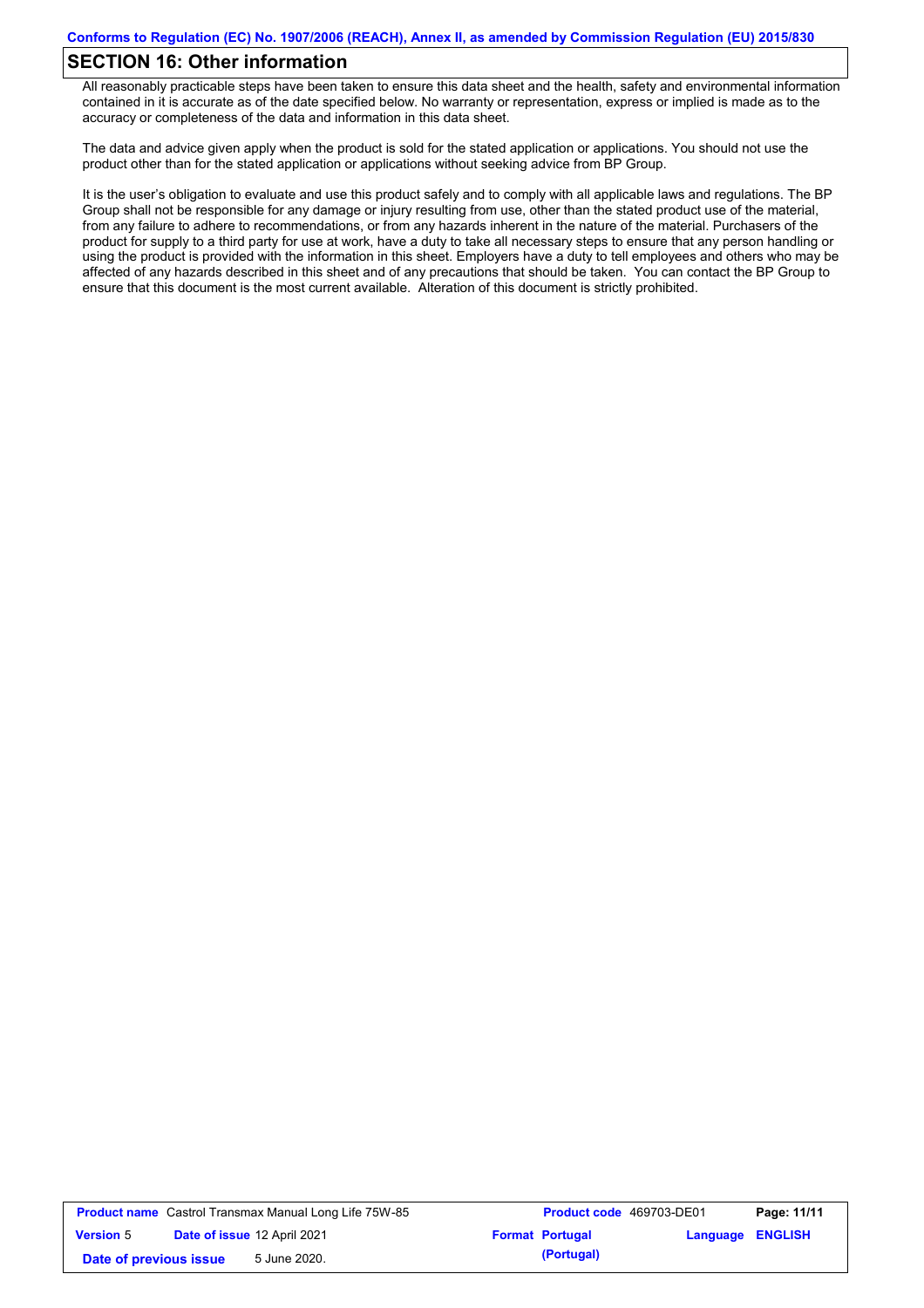## SECTION 16: Other information

All reasonably practicable steps have been taken to ensure this data sheet and the health, safety and environmental information contained in it is accurate as of the date specified below. No warranty or representation, express or implied is made as to the accuracy or completeness of the data and information in this data sheet.

The data and advice given apply when the product is sold for the stated application or applications. You should not use the product other than for the stated application or applications without seeking advice from BP Group.

It is the user's obligation to evaluate and use this product safely and to comply with all applicable laws and regulations. The BP Group shall not be responsible for any damage or injury resulting from use, other than the stated product use of the material, from any failure to adhere to recommendations, or from any hazards inherent in the nature of the material. Purchasers of the product for supply to a third party for use at work, have a duty to take all necessary steps to ensure that any person handling or using the product is provided with the information in this sheet. Employers have a duty to tell employees and others who may be affected of any hazards described in this sheet and of any precautions that should be taken. You can contact the BP Group to ensure that this document is the most current available. Alteration of this document is strictly prohibited.

| | | | | | |
|---|---|---|---|---|---|
| **Product name** | Castrol Transmax Manual Long Life 75W-85 | **Product code** | 469703-DE01 | | |
| **Version** 5 | **Date of issue** 12 April 2021 | **Format** | **Portugal (Portugal)** | **Language** | **ENGLISH** |
| **Date of previous issue** | 5 June 2020. | | | | |